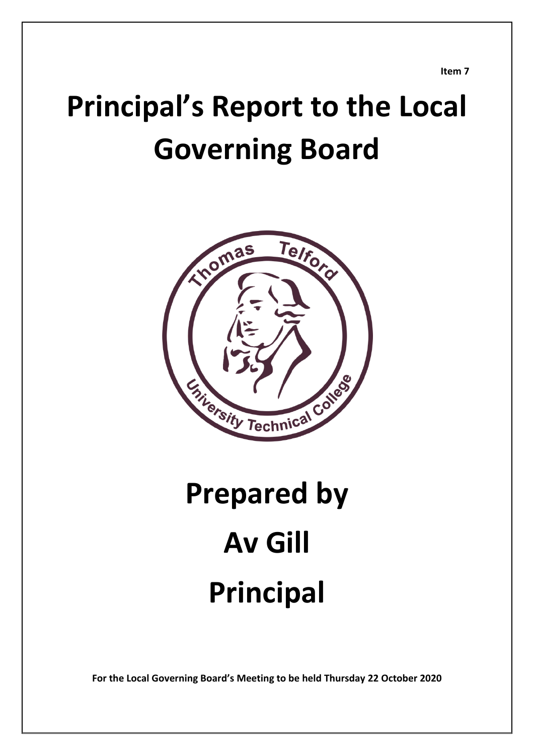**Item 7**

# Principal's Report to the Local Governing Board

# Prepared by

# Av Gill

# Principal

**For the Local Governing Board's Meeting to be held Thursday 22 October 2020**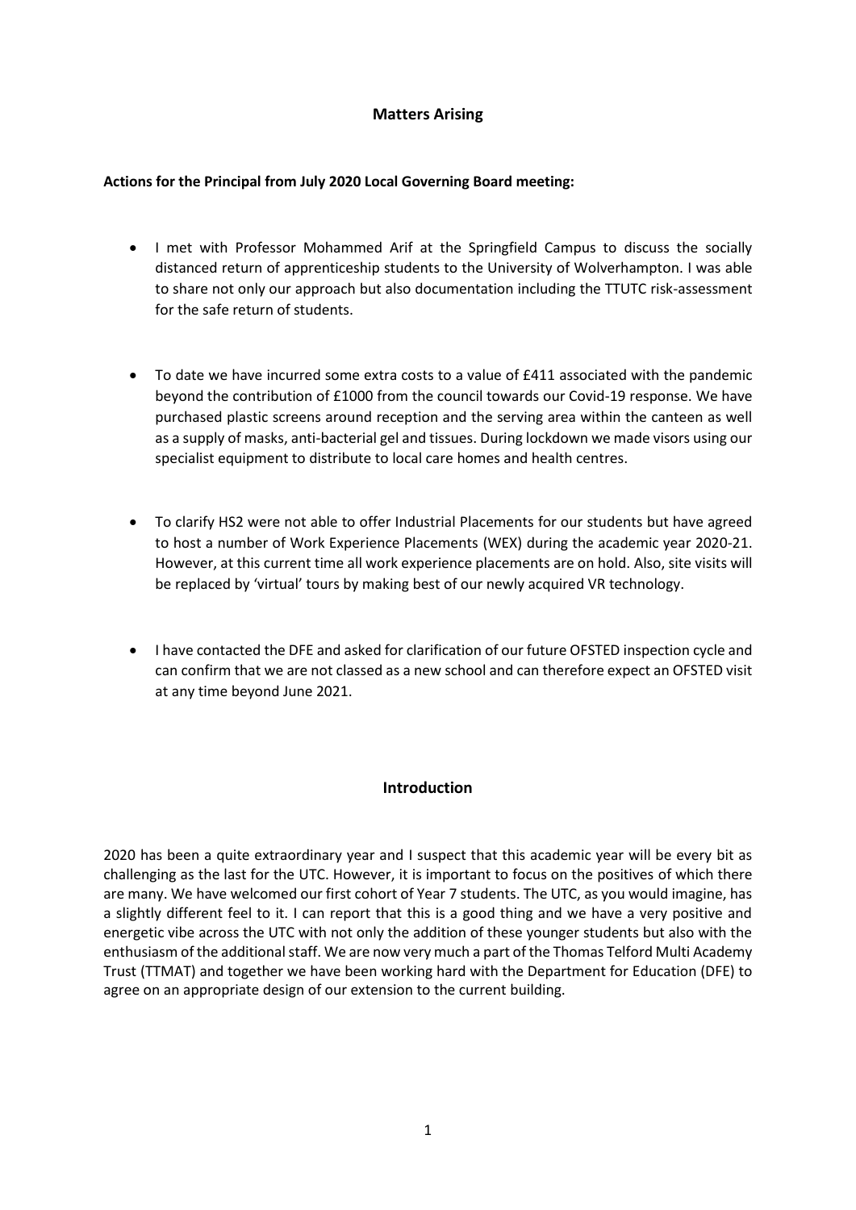## Matters Arising

**Actions for the Principal from July 2020 Local Governing Board meeting:**

- I met with Professor Mohammed Arif at the Springfield Campus to discuss the socially distanced return of apprenticeship students to the University of Wolverhampton. I was able to share not only our approach but also documentation including the TTUTC risk-assessment for the safe return of students.

- To date we have incurred some extra costs to a value of £411 associated with the pandemic beyond the contribution of £1000 from the council towards our Covid-19 response. We have purchased plastic screens around reception and the serving area within the canteen as well as a supply of masks, anti-bacterial gel and tissues. During lockdown we made visors using our specialist equipment to distribute to local care homes and health centres.

- To clarify HS2 were not able to offer Industrial Placements for our students but have agreed to host a number of Work Experience Placements (WEX) during the academic year 2020-21. However, at this current time all work experience placements are on hold. Also, site visits will be replaced by 'virtual' tours by making best of our newly acquired VR technology.

- I have contacted the DFE and asked for clarification of our future OFSTED inspection cycle and can confirm that we are not classed as a new school and can therefore expect an OFSTED visit at any time beyond June 2021.

## Introduction

2020 has been a quite extraordinary year and I suspect that this academic year will be every bit as challenging as the last for the UTC. However, it is important to focus on the positives of which there are many. We have welcomed our first cohort of Year 7 students. The UTC, as you would imagine, has a slightly different feel to it. I can report that this is a good thing and we have a very positive and energetic vibe across the UTC with not only the addition of these younger students but also with the enthusiasm of the additional staff. We are now very much a part of the Thomas Telford Multi Academy Trust (TTMAT) and together we have been working hard with the Department for Education (DFE) to agree on an appropriate design of our extension to the current building.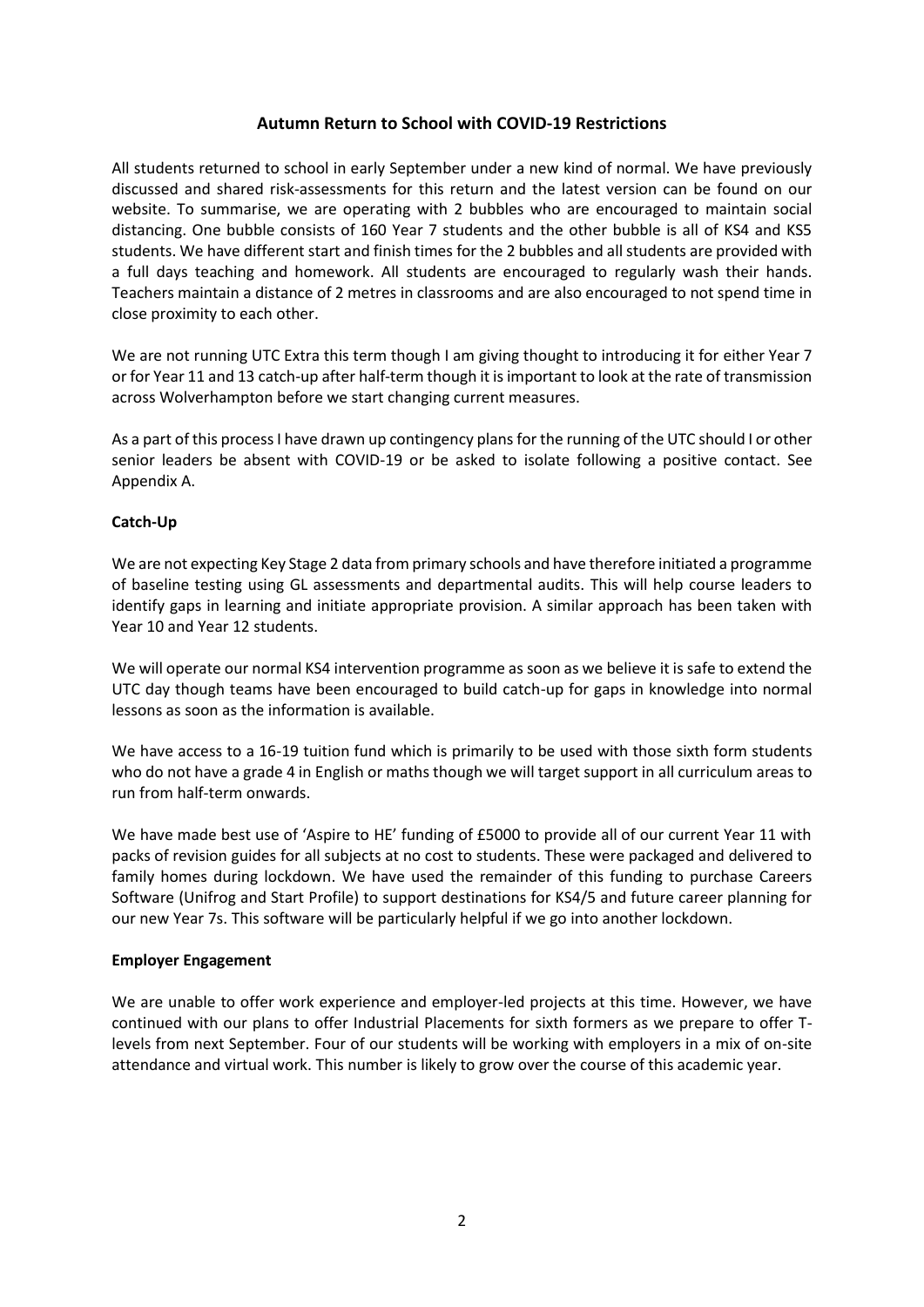## Autumn Return to School with COVID-19 Restrictions

All students returned to school in early September under a new kind of normal. We have previously discussed and shared risk-assessments for this return and the latest version can be found on our website. To summarise, we are operating with 2 bubbles who are encouraged to maintain social distancing. One bubble consists of 160 Year 7 students and the other bubble is all of KS4 and KS5 students. We have different start and finish times for the 2 bubbles and all students are provided with a full days teaching and homework. All students are encouraged to regularly wash their hands. Teachers maintain a distance of 2 metres in classrooms and are also encouraged to not spend time in close proximity to each other.

We are not running UTC Extra this term though I am giving thought to introducing it for either Year 7 or for Year 11 and 13 catch-up after half-term though it is important to look at the rate of transmission across Wolverhampton before we start changing current measures.

As a part of this process I have drawn up contingency plans for the running of the UTC should I or other senior leaders be absent with COVID-19 or be asked to isolate following a positive contact. See Appendix A.

### Catch-Up

We are not expecting Key Stage 2 data from primary schools and have therefore initiated a programme of baseline testing using GL assessments and departmental audits. This will help course leaders to identify gaps in learning and initiate appropriate provision. A similar approach has been taken with Year 10 and Year 12 students.

We will operate our normal KS4 intervention programme as soon as we believe it is safe to extend the UTC day though teams have been encouraged to build catch-up for gaps in knowledge into normal lessons as soon as the information is available.

We have access to a 16-19 tuition fund which is primarily to be used with those sixth form students who do not have a grade 4 in English or maths though we will target support in all curriculum areas to run from half-term onwards.

We have made best use of 'Aspire to HE' funding of £5000 to provide all of our current Year 11 with packs of revision guides for all subjects at no cost to students. These were packaged and delivered to family homes during lockdown. We have used the remainder of this funding to purchase Careers Software (Unifrog and Start Profile) to support destinations for KS4/5 and future career planning for our new Year 7s. This software will be particularly helpful if we go into another lockdown.

### Employer Engagement

We are unable to offer work experience and employer-led projects at this time. However, we have continued with our plans to offer Industrial Placements for sixth formers as we prepare to offer T-levels from next September. Four of our students will be working with employers in a mix of on-site attendance and virtual work. This number is likely to grow over the course of this academic year.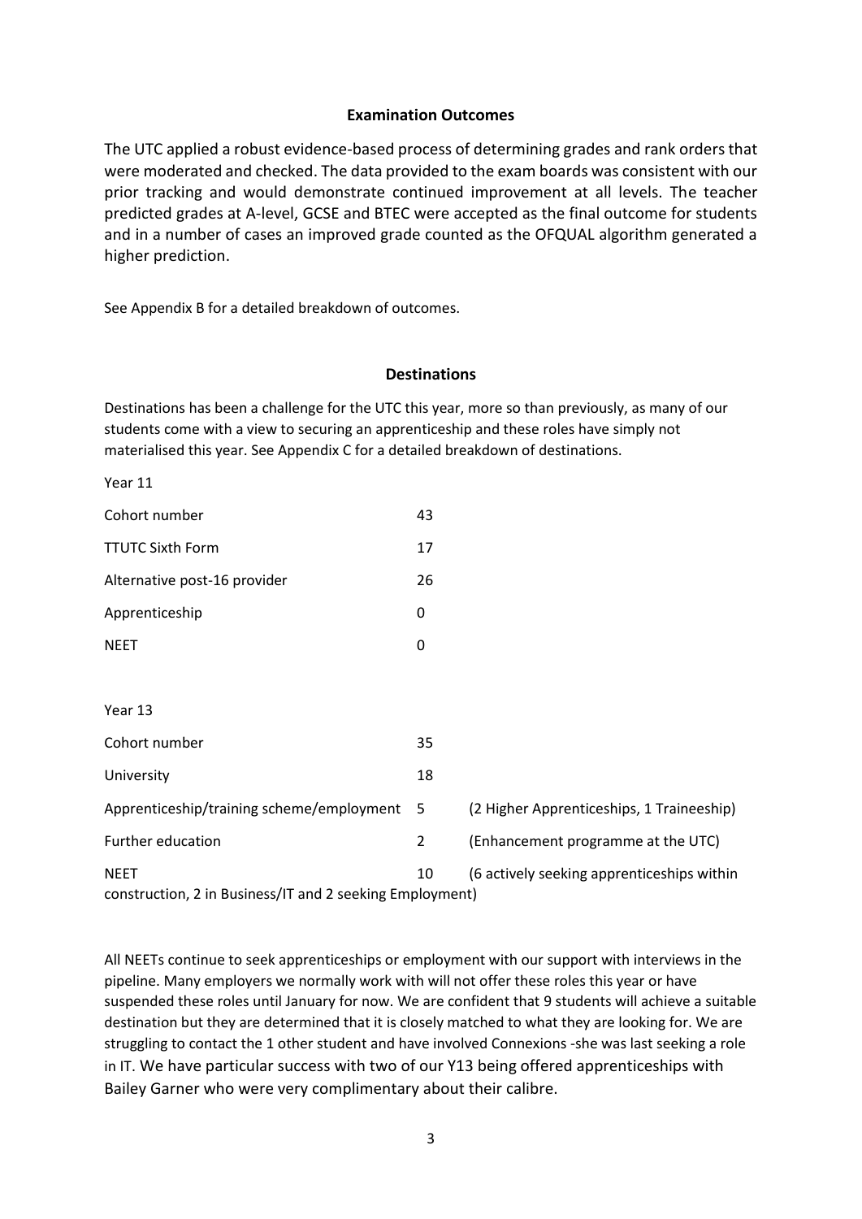## Examination Outcomes

The UTC applied a robust evidence-based process of determining grades and rank orders that were moderated and checked. The data provided to the exam boards was consistent with our prior tracking and would demonstrate continued improvement at all levels. The teacher predicted grades at A-level, GCSE and BTEC were accepted as the final outcome for students and in a number of cases an improved grade counted as the OFQUAL algorithm generated a higher prediction.

See Appendix B for a detailed breakdown of outcomes.

## Destinations

Destinations has been a challenge for the UTC this year, more so than previously, as many of our students come with a view to securing an apprenticeship and these roles have simply not materialised this year. See Appendix C for a detailed breakdown of destinations.

Year 11

| | | |
|---|---|---|
| Cohort number | 43 | |
| TTUTC Sixth Form | 17 | |
| Alternative post-16 provider | 26 | |
| Apprenticeship | 0 | |
| NEET | 0 | |

Year 13

| | | |
|---|---|---|
| Cohort number | 35 | |
| University | 18 | |
| Apprenticeship/training scheme/employment | 5 | (2 Higher Apprenticeships, 1 Traineeship) |
| Further education | 2 | (Enhancement programme at the UTC) |
| NEET | 10 | (6 actively seeking apprenticeships within construction, 2 in Business/IT and 2 seeking Employment) |

All NEETs continue to seek apprenticeships or employment with our support with interviews in the pipeline. Many employers we normally work with will not offer these roles this year or have suspended these roles until January for now. We are confident that 9 students will achieve a suitable destination but they are determined that it is closely matched to what they are looking for. We are struggling to contact the 1 other student and have involved Connexions -she was last seeking a role in IT. We have particular success with two of our Y13 being offered apprenticeships with Bailey Garner who were very complimentary about their calibre.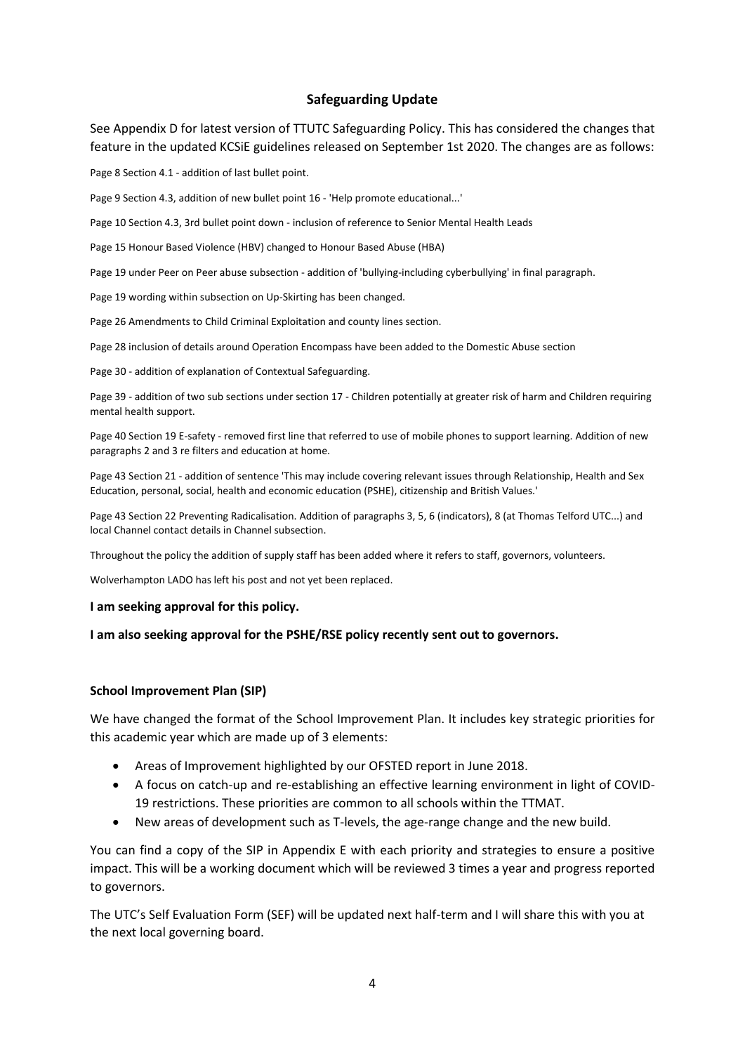## Safeguarding Update

See Appendix D for latest version of TTUTC Safeguarding Policy. This has considered the changes that feature in the updated KCSiE guidelines released on September 1st 2020. The changes are as follows:

Page 8 Section 4.1 - addition of last bullet point.

Page 9 Section 4.3, addition of new bullet point 16 - 'Help promote educational...'

Page 10 Section 4.3, 3rd bullet point down - inclusion of reference to Senior Mental Health Leads

Page 15 Honour Based Violence (HBV) changed to Honour Based Abuse (HBA)

Page 19 under Peer on Peer abuse subsection - addition of 'bullying-including cyberbullying' in final paragraph.

Page 19 wording within subsection on Up-Skirting has been changed.

Page 26 Amendments to Child Criminal Exploitation and county lines section.

Page 28 inclusion of details around Operation Encompass have been added to the Domestic Abuse section

Page 30 - addition of explanation of Contextual Safeguarding.

Page 39 - addition of two sub sections under section 17 - Children potentially at greater risk of harm and Children requiring mental health support.

Page 40 Section 19 E-safety - removed first line that referred to use of mobile phones to support learning. Addition of new paragraphs 2 and 3 re filters and education at home.

Page 43 Section 21 - addition of sentence 'This may include covering relevant issues through Relationship, Health and Sex Education, personal, social, health and economic education (PSHE), citizenship and British Values.'

Page 43 Section 22 Preventing Radicalisation. Addition of paragraphs 3, 5, 6 (indicators), 8 (at Thomas Telford UTC...) and local Channel contact details in Channel subsection.

Throughout the policy the addition of supply staff has been added where it refers to staff, governors, volunteers.

Wolverhampton LADO has left his post and not yet been replaced.

**I am seeking approval for this policy.**

**I am also seeking approval for the PSHE/RSE policy recently sent out to governors.**

### School Improvement Plan (SIP)

We have changed the format of the School Improvement Plan. It includes key strategic priorities for this academic year which are made up of 3 elements:

- Areas of Improvement highlighted by our OFSTED report in June 2018.
- A focus on catch-up and re-establishing an effective learning environment in light of COVID-19 restrictions. These priorities are common to all schools within the TTMAT.
- New areas of development such as T-levels, the age-range change and the new build.

You can find a copy of the SIP in Appendix E with each priority and strategies to ensure a positive impact. This will be a working document which will be reviewed 3 times a year and progress reported to governors.

The UTC's Self Evaluation Form (SEF) will be updated next half-term and I will share this with you at the next local governing board.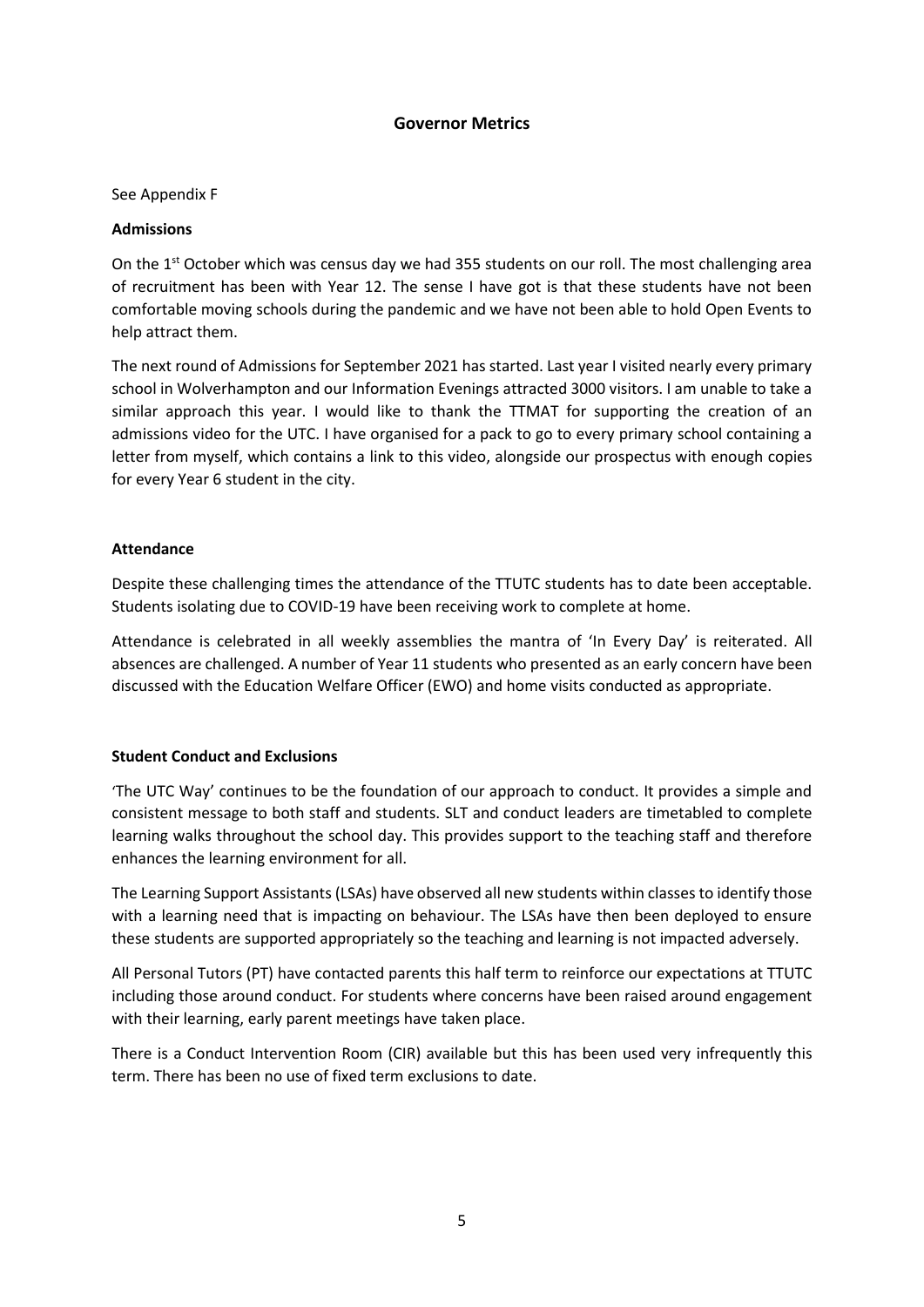## Governor Metrics

See Appendix F

**Admissions**

On the 1st October which was census day we had 355 students on our roll. The most challenging area of recruitment has been with Year 12. The sense I have got is that these students have not been comfortable moving schools during the pandemic and we have not been able to hold Open Events to help attract them.

The next round of Admissions for September 2021 has started. Last year I visited nearly every primary school in Wolverhampton and our Information Evenings attracted 3000 visitors. I am unable to take a similar approach this year. I would like to thank the TTMAT for supporting the creation of an admissions video for the UTC. I have organised for a pack to go to every primary school containing a letter from myself, which contains a link to this video, alongside our prospectus with enough copies for every Year 6 student in the city.

**Attendance**

Despite these challenging times the attendance of the TTUTC students has to date been acceptable. Students isolating due to COVID-19 have been receiving work to complete at home.

Attendance is celebrated in all weekly assemblies the mantra of 'In Every Day' is reiterated. All absences are challenged. A number of Year 11 students who presented as an early concern have been discussed with the Education Welfare Officer (EWO) and home visits conducted as appropriate.

**Student Conduct and Exclusions**

'The UTC Way' continues to be the foundation of our approach to conduct. It provides a simple and consistent message to both staff and students. SLT and conduct leaders are timetabled to complete learning walks throughout the school day. This provides support to the teaching staff and therefore enhances the learning environment for all.

The Learning Support Assistants (LSAs) have observed all new students within classes to identify those with a learning need that is impacting on behaviour. The LSAs have then been deployed to ensure these students are supported appropriately so the teaching and learning is not impacted adversely.

All Personal Tutors (PT) have contacted parents this half term to reinforce our expectations at TTUTC including those around conduct. For students where concerns have been raised around engagement with their learning, early parent meetings have taken place.

There is a Conduct Intervention Room (CIR) available but this has been used very infrequently this term. There has been no use of fixed term exclusions to date.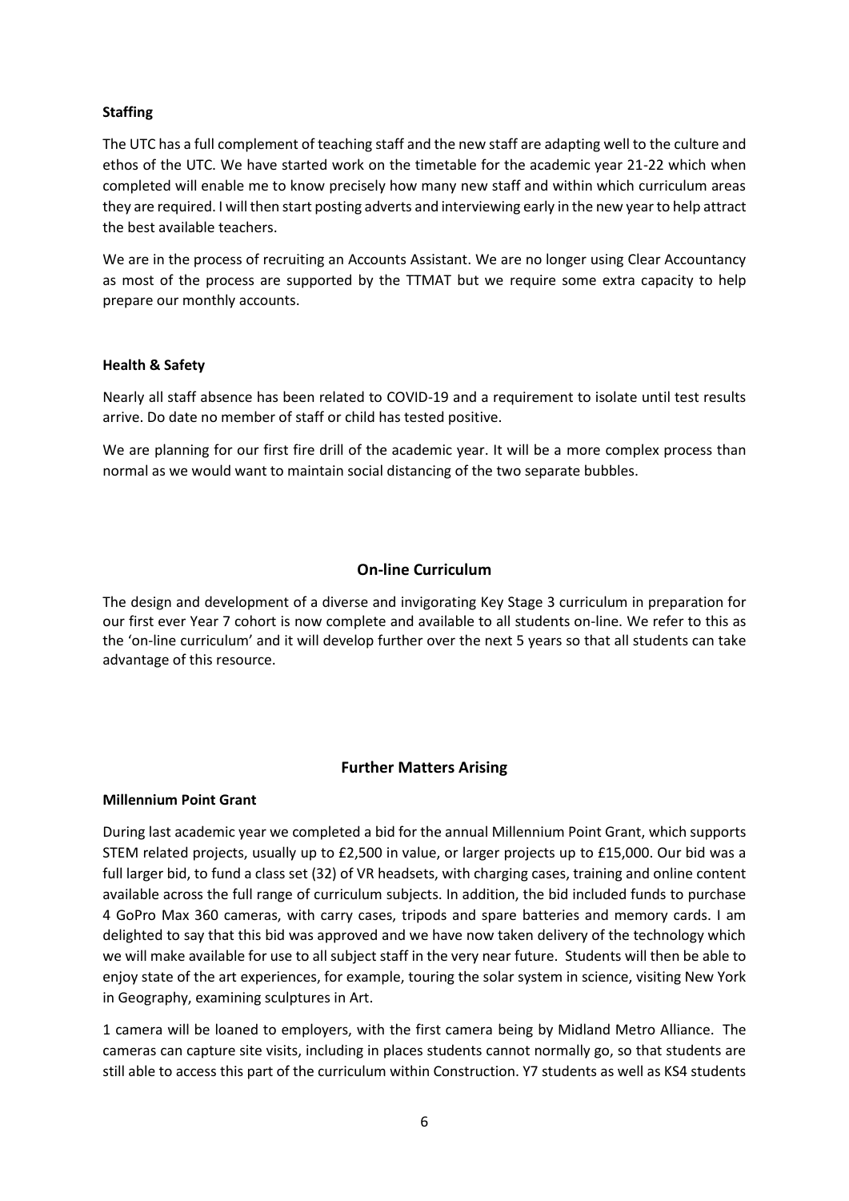**Staffing**

The UTC has a full complement of teaching staff and the new staff are adapting well to the culture and ethos of the UTC. We have started work on the timetable for the academic year 21-22 which when completed will enable me to know precisely how many new staff and within which curriculum areas they are required. I will then start posting adverts and interviewing early in the new year to help attract the best available teachers.

We are in the process of recruiting an Accounts Assistant. We are no longer using Clear Accountancy as most of the process are supported by the TTMAT but we require some extra capacity to help prepare our monthly accounts.

**Health & Safety**

Nearly all staff absence has been related to COVID-19 and a requirement to isolate until test results arrive. Do date no member of staff or child has tested positive.

We are planning for our first fire drill of the academic year. It will be a more complex process than normal as we would want to maintain social distancing of the two separate bubbles.

## On-line Curriculum

The design and development of a diverse and invigorating Key Stage 3 curriculum in preparation for our first ever Year 7 cohort is now complete and available to all students on-line. We refer to this as the 'on-line curriculum' and it will develop further over the next 5 years so that all students can take advantage of this resource.

## Further Matters Arising

**Millennium Point Grant**

During last academic year we completed a bid for the annual Millennium Point Grant, which supports STEM related projects, usually up to £2,500 in value, or larger projects up to £15,000. Our bid was a full larger bid, to fund a class set (32) of VR headsets, with charging cases, training and online content available across the full range of curriculum subjects. In addition, the bid included funds to purchase 4 GoPro Max 360 cameras, with carry cases, tripods and spare batteries and memory cards. I am delighted to say that this bid was approved and we have now taken delivery of the technology which we will make available for use to all subject staff in the very near future. Students will then be able to enjoy state of the art experiences, for example, touring the solar system in science, visiting New York in Geography, examining sculptures in Art.

1 camera will be loaned to employers, with the first camera being by Midland Metro Alliance. The cameras can capture site visits, including in places students cannot normally go, so that students are still able to access this part of the curriculum within Construction. Y7 students as well as KS4 students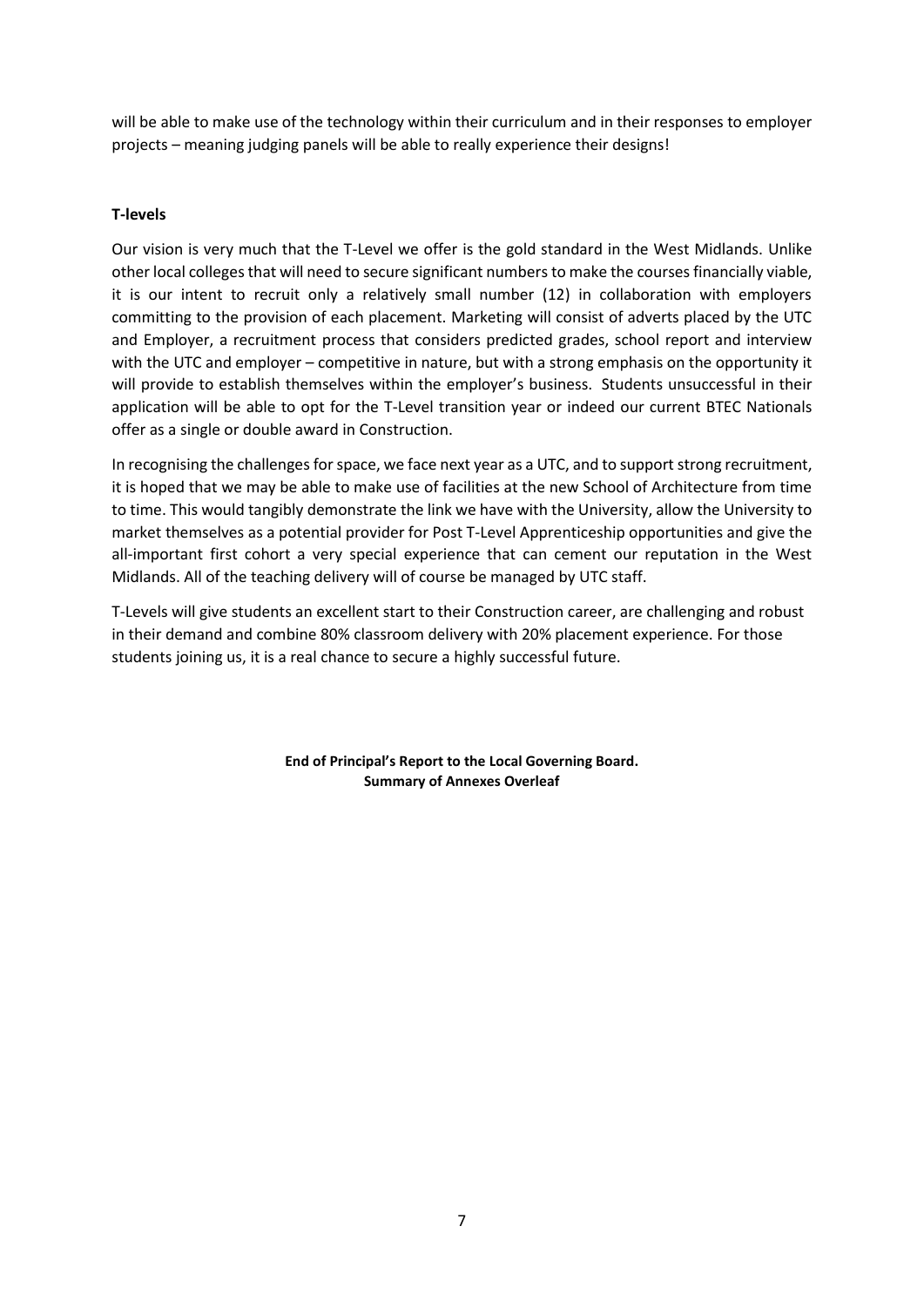will be able to make use of the technology within their curriculum and in their responses to employer projects – meaning judging panels will be able to really experience their designs!

**T-levels**

Our vision is very much that the T-Level we offer is the gold standard in the West Midlands. Unlike other local colleges that will need to secure significant numbers to make the courses financially viable, it is our intent to recruit only a relatively small number (12) in collaboration with employers committing to the provision of each placement. Marketing will consist of adverts placed by the UTC and Employer, a recruitment process that considers predicted grades, school report and interview with the UTC and employer – competitive in nature, but with a strong emphasis on the opportunity it will provide to establish themselves within the employer's business. Students unsuccessful in their application will be able to opt for the T-Level transition year or indeed our current BTEC Nationals offer as a single or double award in Construction.

In recognising the challenges for space, we face next year as a UTC, and to support strong recruitment, it is hoped that we may be able to make use of facilities at the new School of Architecture from time to time. This would tangibly demonstrate the link we have with the University, allow the University to market themselves as a potential provider for Post T-Level Apprenticeship opportunities and give the all-important first cohort a very special experience that can cement our reputation in the West Midlands. All of the teaching delivery will of course be managed by UTC staff.

T-Levels will give students an excellent start to their Construction career, are challenging and robust in their demand and combine 80% classroom delivery with 20% placement experience. For those students joining us, it is a real chance to secure a highly successful future.

**End of Principal's Report to the Local Governing Board.**
**Summary of Annexes Overleaf**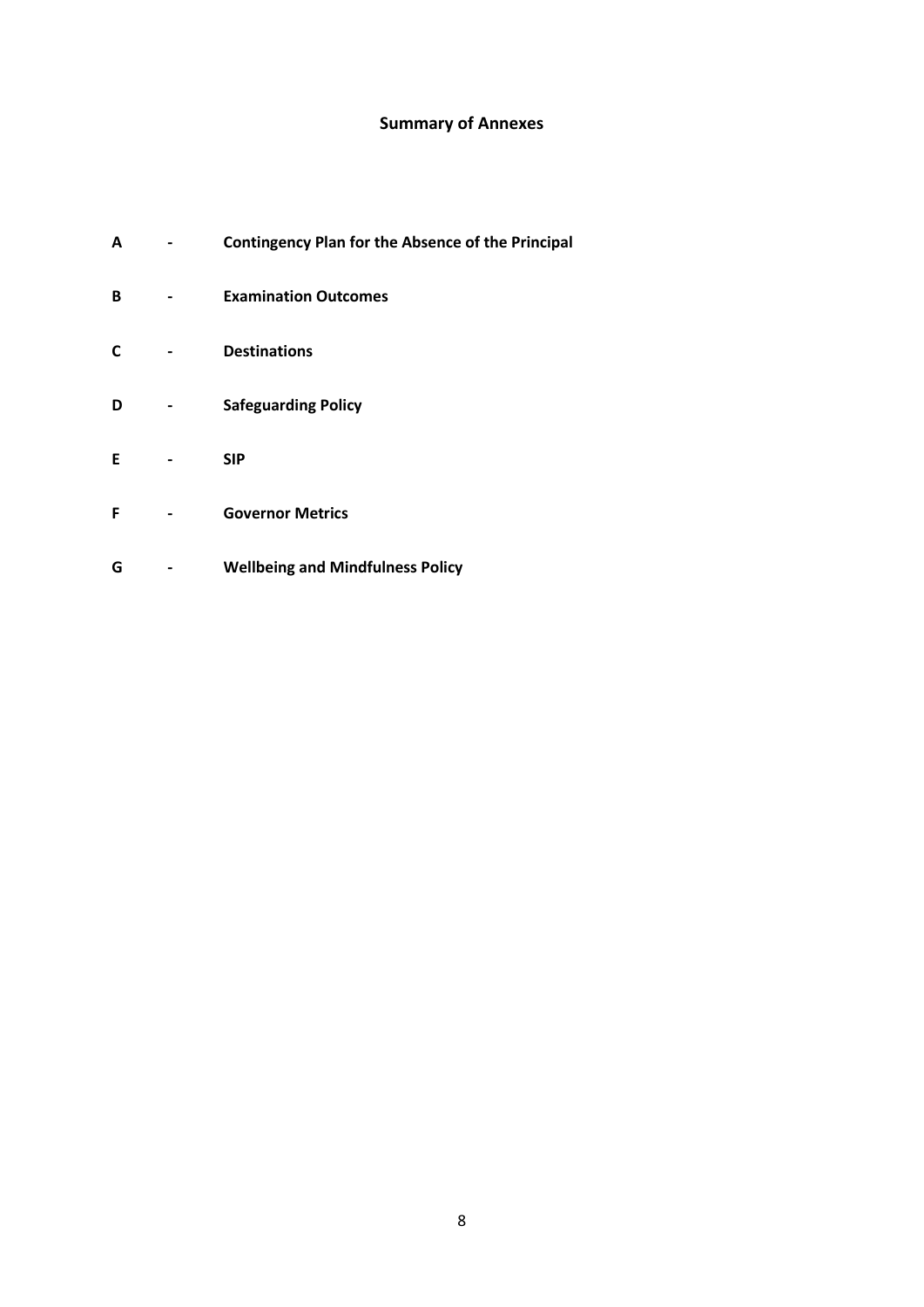# Summary of Annexes

**A - Contingency Plan for the Absence of the Principal**

**B - Examination Outcomes**

**C - Destinations**

**D - Safeguarding Policy**

**E - SIP**

**F - Governor Metrics**

**G - Wellbeing and Mindfulness Policy**